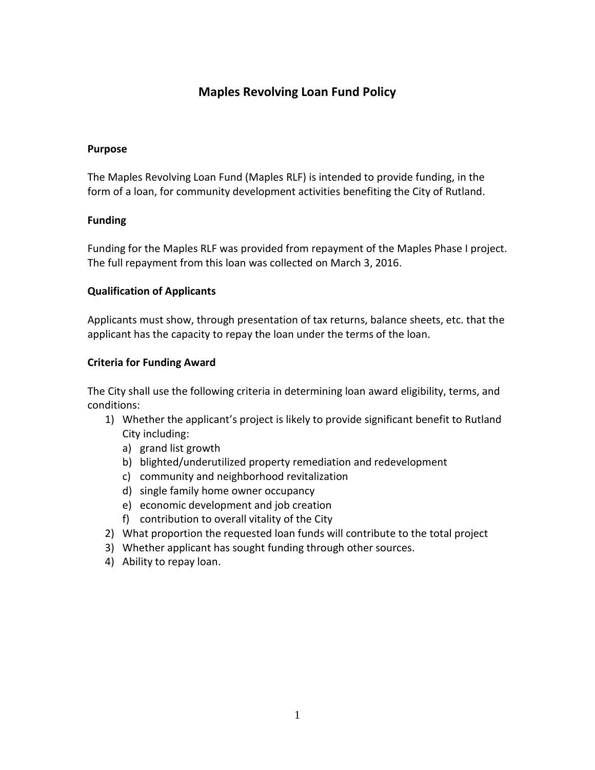# Maples Revolving Loan Fund Policy

## Purpose

The Maples Revolving Loan Fund (Maples RLF) is intended to provide funding, in the form of a loan, for community development activities benefiting the City of Rutland.

## Funding

Funding for the Maples RLF was provided from repayment of the Maples Phase I project. The full repayment from this loan was collected on March 3, 2016.

## Qualification of Applicants

Applicants must show, through presentation of tax returns, balance sheets, etc. that the applicant has the capacity to repay the loan under the terms of the loan.

## Criteria for Funding Award

The City shall use the following criteria in determining loan award eligibility, terms, and conditions:

1) Whether the applicant's project is likely to provide significant benefit to Rutland City including:
   a) grand list growth
   b) blighted/underutilized property remediation and redevelopment
   c) community and neighborhood revitalization
   d) single family home owner occupancy
   e) economic development and job creation
   f) contribution to overall vitality of the City
2) What proportion the requested loan funds will contribute to the total project
3) Whether applicant has sought funding through other sources.
4) Ability to repay loan.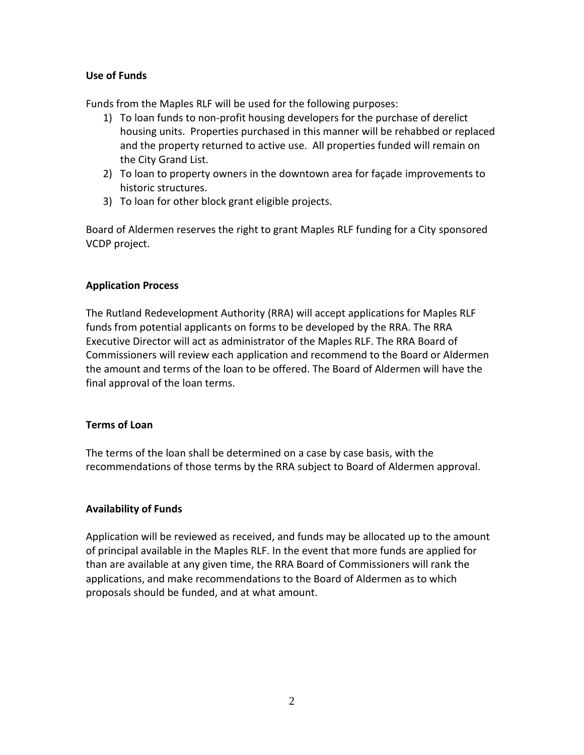**Use of Funds**

Funds from the Maples RLF will be used for the following purposes:

1) To loan funds to non-profit housing developers for the purchase of derelict housing units. Properties purchased in this manner will be rehabbed or replaced and the property returned to active use. All properties funded will remain on the City Grand List.
2) To loan to property owners in the downtown area for façade improvements to historic structures.
3) To loan for other block grant eligible projects.

Board of Aldermen reserves the right to grant Maples RLF funding for a City sponsored VCDP project.

**Application Process**

The Rutland Redevelopment Authority (RRA) will accept applications for Maples RLF funds from potential applicants on forms to be developed by the RRA. The RRA Executive Director will act as administrator of the Maples RLF. The RRA Board of Commissioners will review each application and recommend to the Board or Aldermen the amount and terms of the loan to be offered. The Board of Aldermen will have the final approval of the loan terms.

**Terms of Loan**

The terms of the loan shall be determined on a case by case basis, with the recommendations of those terms by the RRA subject to Board of Aldermen approval.

**Availability of Funds**

Application will be reviewed as received, and funds may be allocated up to the amount of principal available in the Maples RLF. In the event that more funds are applied for than are available at any given time, the RRA Board of Commissioners will rank the applications, and make recommendations to the Board of Aldermen as to which proposals should be funded, and at what amount.